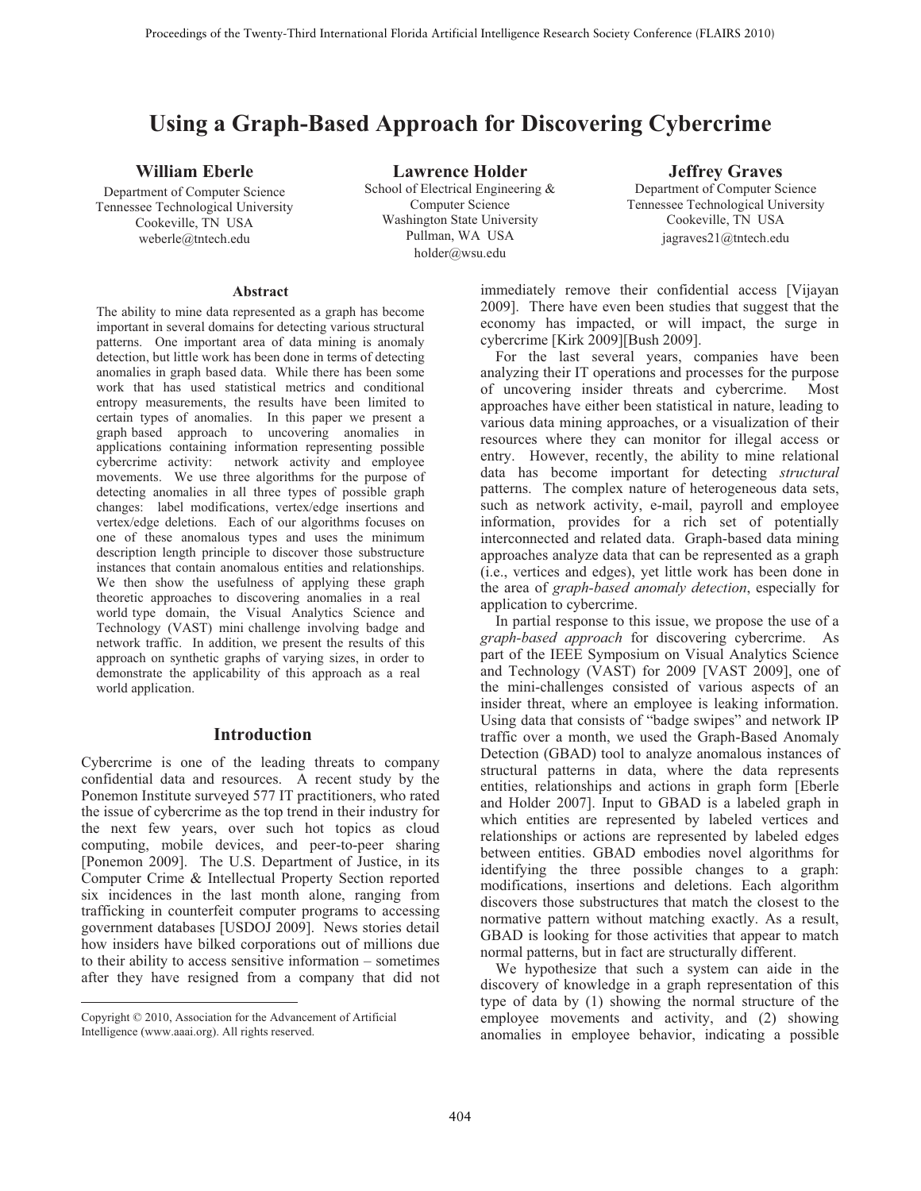# Using a Graph-Based Approach for Discovering Cybercrime

**William Eberle**
Department of Computer Science
Tennessee Technological University
Cookeville, TN USA
weberle@tntech.edu

**Lawrence Holder**
School of Electrical Engineering & Computer Science
Washington State University
Pullman, WA USA
holder@wsu.edu

**Jeffrey Graves**
Department of Computer Science
Tennessee Technological University
Cookeville, TN USA
jagraves21@tntech.edu

### Abstract

The ability to mine data represented as a graph has become important in several domains for detecting various structural patterns. One important area of data mining is anomaly detection, but little work has been done in terms of detecting anomalies in graph based data. While there has been some work that has used statistical metrics and conditional entropy measurements, the results have been limited to certain types of anomalies. In this paper we present a graph based approach to uncovering anomalies in applications containing information representing possible cybercrime activity: network activity and employee movements. We use three algorithms for the purpose of detecting anomalies in all three types of possible graph changes: label modifications, vertex/edge insertions and vertex/edge deletions. Each of our algorithms focuses on one of these anomalous types and uses the minimum description length principle to discover those substructure instances that contain anomalous entities and relationships. We then show the usefulness of applying these graph theoretic approaches to discovering anomalies in a real world type domain, the Visual Analytics Science and Technology (VAST) mini challenge involving badge and network traffic. In addition, we present the results of this approach on synthetic graphs of varying sizes, in order to demonstrate the applicability of this approach as a real world application.

## Introduction

Cybercrime is one of the leading threats to company confidential data and resources. A recent study by the Ponemon Institute surveyed 577 IT practitioners, who rated the issue of cybercrime as the top trend in their industry for the next few years, over such hot topics as cloud computing, mobile devices, and peer-to-peer sharing [Ponemon 2009]. The U.S. Department of Justice, in its Computer Crime & Intellectual Property Section reported six incidences in the last month alone, ranging from trafficking in counterfeit computer programs to accessing government databases [USDOJ 2009]. News stories detail how insiders have bilked corporations out of millions due to their ability to access sensitive information – sometimes after they have resigned from a company that did not immediately remove their confidential access [Vijayan 2009]. There have even been studies that suggest that the economy has impacted, or will impact, the surge in cybercrime [Kirk 2009][Bush 2009].

For the last several years, companies have been analyzing their IT operations and processes for the purpose of uncovering insider threats and cybercrime. Most approaches have either been statistical in nature, leading to various data mining approaches, or a visualization of their resources where they can monitor for illegal access or entry. However, recently, the ability to mine relational data has become important for detecting *structural* patterns. The complex nature of heterogeneous data sets, such as network activity, e-mail, payroll and employee information, provides for a rich set of potentially interconnected and related data. Graph-based data mining approaches analyze data that can be represented as a graph (i.e., vertices and edges), yet little work has been done in the area of *graph-based anomaly detection*, especially for application to cybercrime.

In partial response to this issue, we propose the use of a *graph-based approach* for discovering cybercrime. As part of the IEEE Symposium on Visual Analytics Science and Technology (VAST) for 2009 [VAST 2009], one of the mini-challenges consisted of various aspects of an insider threat, where an employee is leaking information. Using data that consists of "badge swipes" and network IP traffic over a month, we used the Graph-Based Anomaly Detection (GBAD) tool to analyze anomalous instances of structural patterns in data, where the data represents entities, relationships and actions in graph form [Eberle and Holder 2007]. Input to GBAD is a labeled graph in which entities are represented by labeled vertices and relationships or actions are represented by labeled edges between entities. GBAD embodies novel algorithms for identifying the three possible changes to a graph: modifications, insertions and deletions. Each algorithm discovers those substructures that match the closest to the normative pattern without matching exactly. As a result, GBAD is looking for those activities that appear to match normal patterns, but in fact are structurally different.

We hypothesize that such a system can aide in the discovery of knowledge in a graph representation of this type of data by (1) showing the normal structure of the employee movements and activity, and (2) showing anomalies in employee behavior, indicating a possible

Copyright © 2010, Association for the Advancement of Artificial Intelligence (www.aaai.org). All rights reserved.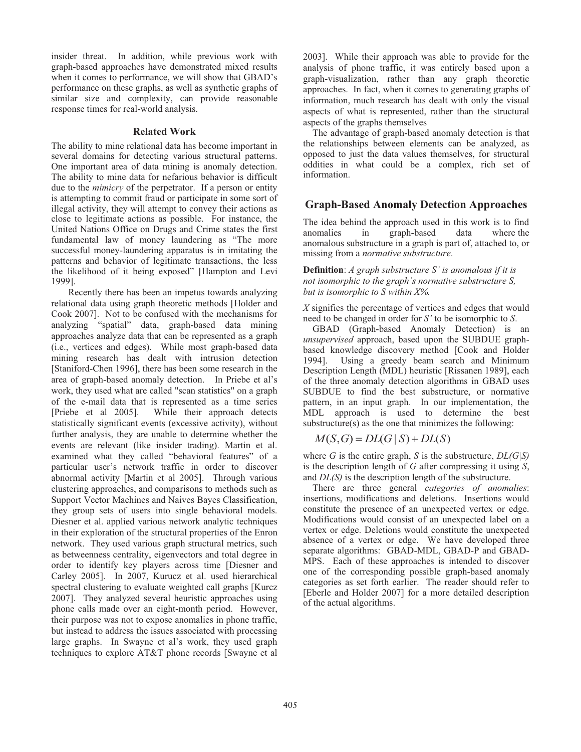insider threat. In addition, while previous work with graph-based approaches have demonstrated mixed results when it comes to performance, we will show that GBAD's performance on these graphs, as well as synthetic graphs of similar size and complexity, can provide reasonable response times for real-world analysis.

### Related Work

The ability to mine relational data has become important in several domains for detecting various structural patterns. One important area of data mining is anomaly detection. The ability to mine data for nefarious behavior is difficult due to the *mimicry* of the perpetrator. If a person or entity is attempting to commit fraud or participate in some sort of illegal activity, they will attempt to convey their actions as close to legitimate actions as possible. For instance, the United Nations Office on Drugs and Crime states the first fundamental law of money laundering as "The more successful money-laundering apparatus is in imitating the patterns and behavior of legitimate transactions, the less the likelihood of it being exposed" [Hampton and Levi 1999].

Recently there has been an impetus towards analyzing relational data using graph theoretic methods [Holder and Cook 2007]. Not to be confused with the mechanisms for analyzing "spatial" data, graph-based data mining approaches analyze data that can be represented as a graph (i.e., vertices and edges). While most graph-based data mining research has dealt with intrusion detection [Staniford-Chen 1996], there has been some research in the area of graph-based anomaly detection. In Priebe et al's work, they used what are called "scan statistics" on a graph of the e-mail data that is represented as a time series [Priebe et al 2005]. While their approach detects statistically significant events (excessive activity), without further analysis, they are unable to determine whether the events are relevant (like insider trading). Martin et al. examined what they called "behavioral features" of a particular user's network traffic in order to discover abnormal activity [Martin et al 2005]. Through various clustering approaches, and comparisons to methods such as Support Vector Machines and Naives Bayes Classification, they group sets of users into single behavioral models. Diesner et al. applied various network analytic techniques in their exploration of the structural properties of the Enron network. They used various graph structural metrics, such as betweenness centrality, eigenvectors and total degree in order to identify key players across time [Diesner and Carley 2005]. In 2007, Kurucz et al. used hierarchical spectral clustering to evaluate weighted call graphs [Kurcz 2007]. They analyzed several heuristic approaches using phone calls made over an eight-month period. However, their purpose was not to expose anomalies in phone traffic, but instead to address the issues associated with processing large graphs. In Swayne et al's work, they used graph techniques to explore AT&T phone records [Swayne et al 2003]. While their approach was able to provide for the analysis of phone traffic, it was entirely based upon a graph-visualization, rather than any graph theoretic approaches. In fact, when it comes to generating graphs of information, much research has dealt with only the visual aspects of what is represented, rather than the structural aspects of the graphs themselves

The advantage of graph-based anomaly detection is that the relationships between elements can be analyzed, as opposed to just the data values themselves, for structural oddities in what could be a complex, rich set of information.

## Graph-Based Anomaly Detection Approaches

The idea behind the approach used in this work is to find anomalies in graph-based data where the anomalous substructure in a graph is part of, attached to, or missing from a *normative structure*.

**Definition**: *A graph substructure S' is anomalous if it is not isomorphic to the graph's normative substructure S, but is isomorphic to S within X%.*

*X* signifies the percentage of vertices and edges that would need to be changed in order for *S'* to be isomorphic to *S*.

GBAD (Graph-based Anomaly Detection) is an *unsupervised* approach, based upon the SUBDUE graph-based knowledge discovery method [Cook and Holder 1994]. Using a greedy beam search and Minimum Description Length (MDL) heuristic [Rissanen 1989], each of the three anomaly detection algorithms in GBAD uses SUBDUE to find the best substructure, or normative pattern, in an input graph. In our implementation, the MDL approach is used to determine the best substructure(s) as the one that minimizes the following:

$$M(S,G) = DL(G \mid S) + DL(S)$$

where $G$ is the entire graph, $S$ is the substructure, $DL(G|S)$ is the description length of $G$ after compressing it using $S$, and $DL(S)$ is the description length of the substructure.

There are three general *categories of anomalies*: insertions, modifications and deletions. Insertions would constitute the presence of an unexpected vertex or edge. Modifications would consist of an unexpected label on a vertex or edge. Deletions would constitute the unexpected absence of a vertex or edge. We have developed three separate algorithms: GBAD-MDL, GBAD-P and GBAD-MPS. Each of these approaches is intended to discover one of the corresponding possible graph-based anomaly categories as set forth earlier. The reader should refer to [Eberle and Holder 2007] for a more detailed description of the actual algorithms.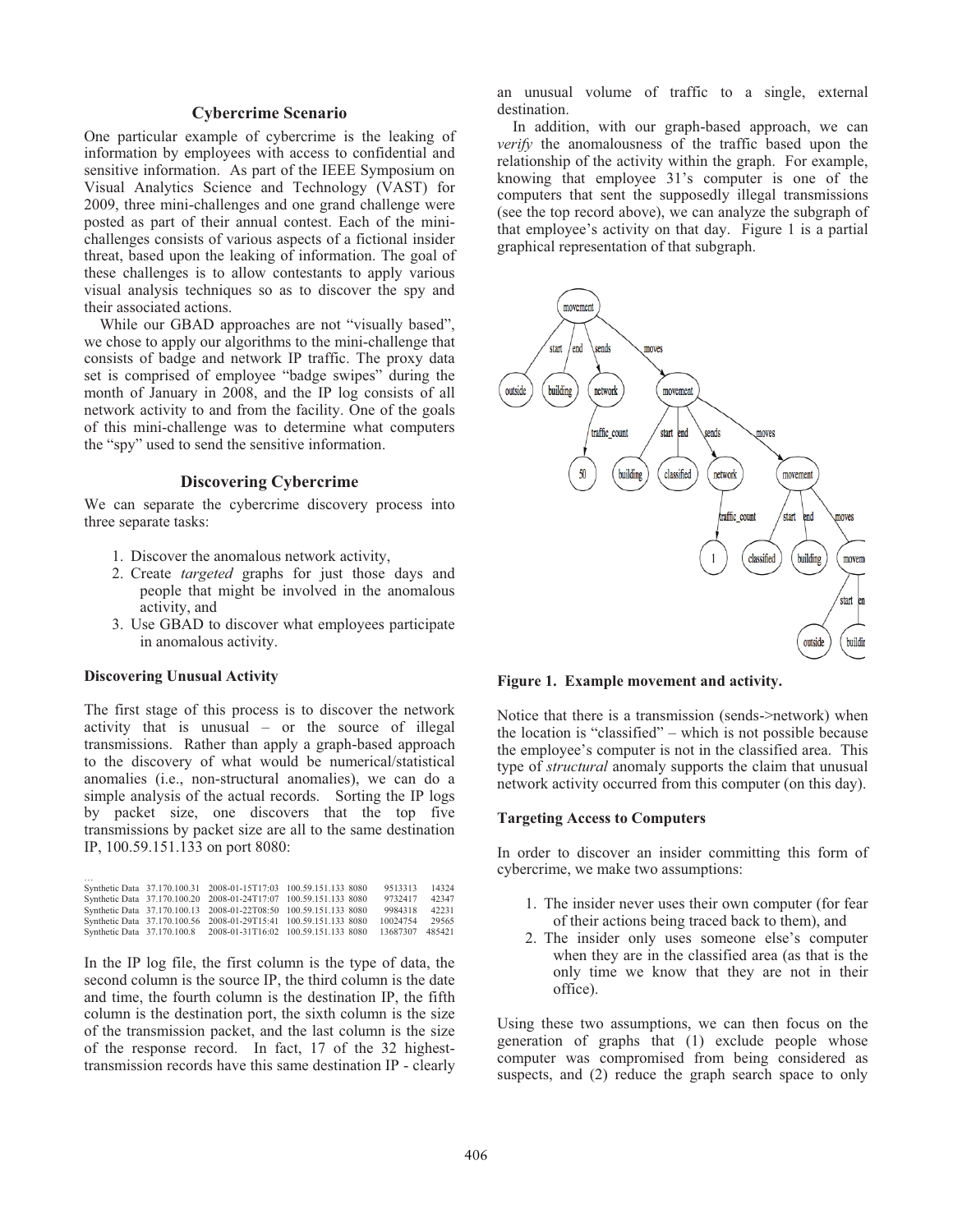### Cybercrime Scenario

One particular example of cybercrime is the leaking of information by employees with access to confidential and sensitive information. As part of the IEEE Symposium on Visual Analytics Science and Technology (VAST) for 2009, three mini-challenges and one grand challenge were posted as part of their annual contest. Each of the mini-challenges consists of various aspects of a fictional insider threat, based upon the leaking of information. The goal of these challenges is to allow contestants to apply various visual analysis techniques so as to discover the spy and their associated actions.

While our GBAD approaches are not "visually based", we chose to apply our algorithms to the mini-challenge that consists of badge and network IP traffic. The proxy data set is comprised of employee "badge swipes" during the month of January in 2008, and the IP log consists of all network activity to and from the facility. One of the goals of this mini-challenge was to determine what computers the "spy" used to send the sensitive information.

### Discovering Cybercrime

We can separate the cybercrime discovery process into three separate tasks:

1. Discover the anomalous network activity,
2. Create *targeted* graphs for just those days and people that might be involved in the anomalous activity, and
3. Use GBAD to discover what employees participate in anomalous activity.

**Discovering Unusual Activity**

The first stage of this process is to discover the network activity that is unusual – or the source of illegal transmissions. Rather than apply a graph-based approach to the discovery of what would be numerical/statistical anomalies (i.e., non-structural anomalies), we can do a simple analysis of the actual records. Sorting the IP logs by packet size, one discovers that the top five transmissions by packet size are all to the same destination IP, 100.59.151.133 on port 8080:

```
...
Synthetic Data  37.170.100.31  2008-01-15T17:03  100.59.151.133 8080   9513313   14324
Synthetic Data  37.170.100.20  2008-01-24T17:07  100.59.151.133 8080   9732417   42347
Synthetic Data  37.170.100.13  2008-01-22T08:50  100.59.151.133 8080   9984318   42231
Synthetic Data  37.170.100.56  2008-01-29T15:41  100.59.151.133 8080  10024754   29565
Synthetic Data  37.170.100.8   2008-01-31T16:02  100.59.151.133 8080  13687307  485421
```

In the IP log file, the first column is the type of data, the second column is the source IP, the third column is the date and time, the fourth column is the destination IP, the fifth column is the destination port, the sixth column is the size of the transmission packet, and the last column is the size of the response record. In fact, 17 of the 32 highest-transmission records have this same destination IP - clearly an unusual volume of traffic to a single, external destination.

In addition, with our graph-based approach, we can *verify* the anomalousness of the traffic based upon the relationship of the activity within the graph. For example, knowing that employee 31's computer is one of the computers that sent the supposedly illegal transmissions (see the top record above), we can analyze the subgraph of that employee's activity on that day. Figure 1 is a partial graphical representation of that subgraph.

**Figure 1. Example movement and activity.**

Notice that there is a transmission (sends->network) when the location is "classified" – which is not possible because the employee's computer is not in the classified area. This type of *structural* anomaly supports the claim that unusual network activity occurred from this computer (on this day).

**Targeting Access to Computers**

In order to discover an insider committing this form of cybercrime, we make two assumptions:

1. The insider never uses their own computer (for fear of their actions being traced back to them), and
2. The insider only uses someone else's computer when they are in the classified area (as that is the only time we know that they are not in their office).

Using these two assumptions, we can then focus on the generation of graphs that (1) exclude people whose computer was compromised from being considered as suspects, and (2) reduce the graph search space to only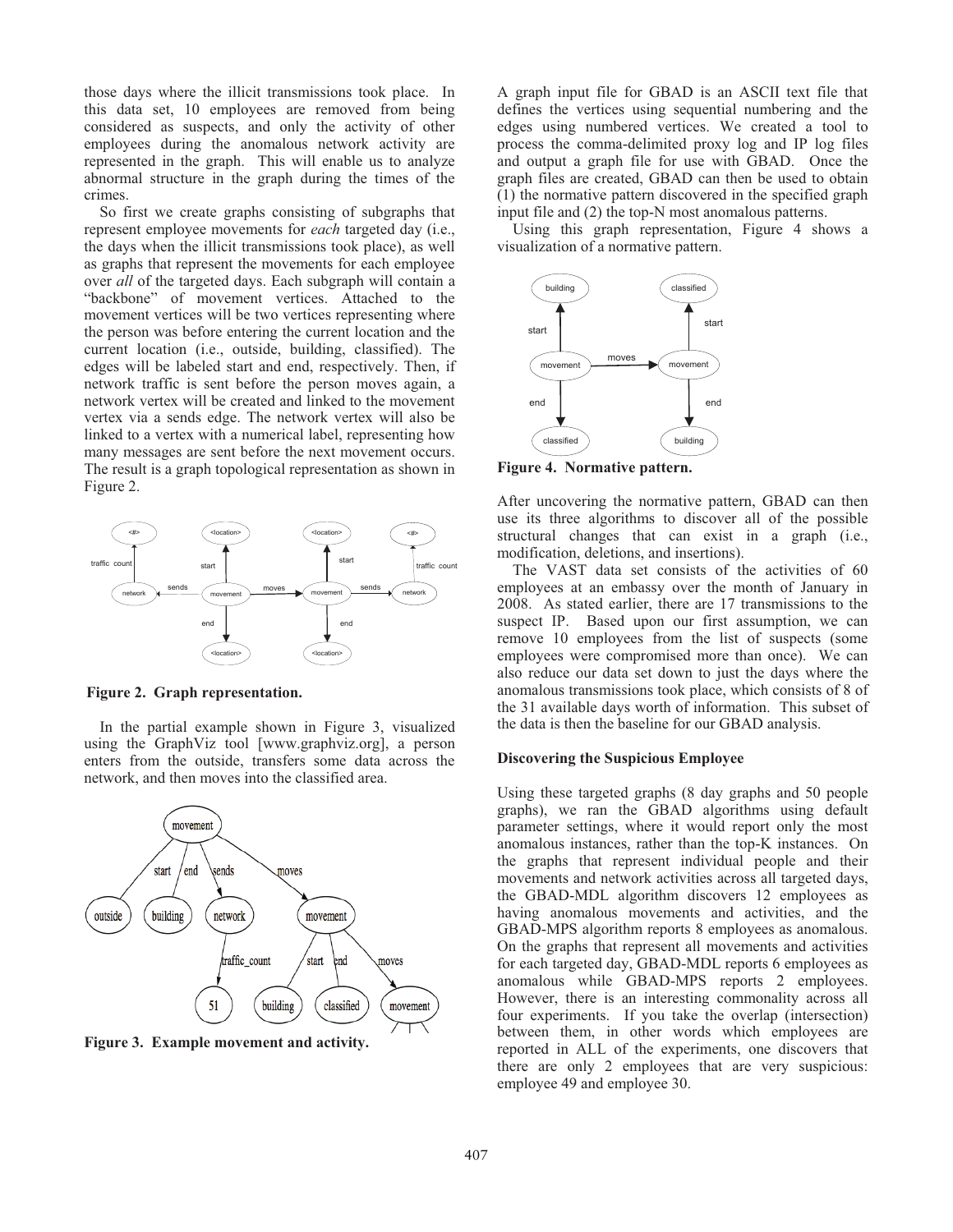those days where the illicit transmissions took place. In this data set, 10 employees are removed from being considered as suspects, and only the activity of other employees during the anomalous network activity are represented in the graph. This will enable us to analyze abnormal structure in the graph during the times of the crimes.

So first we create graphs consisting of subgraphs that represent employee movements for *each* targeted day (i.e., the days when the illicit transmissions took place), as well as graphs that represent the movements for each employee over *all* of the targeted days. Each subgraph will contain a "backbone" of movement vertices. Attached to the movement vertices will be two vertices representing where the person was before entering the current location and the current location (i.e., outside, building, classified). The edges will be labeled start and end, respectively. Then, if network traffic is sent before the person moves again, a network vertex will be created and linked to the movement vertex via a sends edge. The network vertex will also be linked to a vertex with a numerical label, representing how many messages are sent before the next movement occurs. The result is a graph topological representation as shown in Figure 2.

**Figure 2. Graph representation.**

In the partial example shown in Figure 3, visualized using the GraphViz tool [www.graphviz.org], a person enters from the outside, transfers some data across the network, and then moves into the classified area.

**Figure 3. Example movement and activity.**

A graph input file for GBAD is an ASCII text file that defines the vertices using sequential numbering and the edges using numbered vertices. We created a tool to process the comma-delimited proxy log and IP log files and output a graph file for use with GBAD. Once the graph files are created, GBAD can then be used to obtain (1) the normative pattern discovered in the specified graph input file and (2) the top-N most anomalous patterns.

Using this graph representation, Figure 4 shows a visualization of a normative pattern.

**Figure 4. Normative pattern.**

After uncovering the normative pattern, GBAD can then use its three algorithms to discover all of the possible structural changes that can exist in a graph (i.e., modification, deletions, and insertions).

The VAST data set consists of the activities of 60 employees at an embassy over the month of January in 2008. As stated earlier, there are 17 transmissions to the suspect IP. Based upon our first assumption, we can remove 10 employees from the list of suspects (some employees were compromised more than once). We can also reduce our data set down to just the days where the anomalous transmissions took place, which consists of 8 of the 31 available days worth of information. This subset of the data is then the baseline for our GBAD analysis.

### Discovering the Suspicious Employee

Using these targeted graphs (8 day graphs and 50 people graphs), we ran the GBAD algorithms using default parameter settings, where it would report only the most anomalous instances, rather than the top-K instances. On the graphs that represent individual people and their movements and network activities across all targeted days, the GBAD-MDL algorithm discovers 12 employees as having anomalous movements and activities, and the GBAD-MPS algorithm reports 8 employees as anomalous. On the graphs that represent all movements and activities for each targeted day, GBAD-MDL reports 6 employees as anomalous while GBAD-MPS reports 2 employees. However, there is an interesting commonality across all four experiments. If you take the overlap (intersection) between them, in other words which employees are reported in ALL of the experiments, one discovers that there are only 2 employees that are very suspicious: employee 49 and employee 30.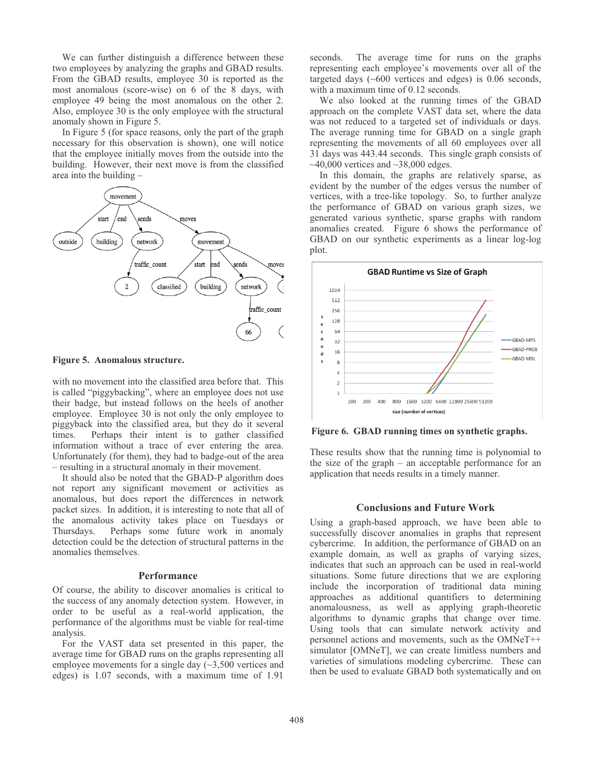We can further distinguish a difference between these two employees by analyzing the graphs and GBAD results. From the GBAD results, employee 30 is reported as the most anomalous (score-wise) on 6 of the 8 days, with employee 49 being the most anomalous on the other 2. Also, employee 30 is the only employee with the structural anomaly shown in Figure 5.

In Figure 5 (for space reasons, only the part of the graph necessary for this observation is shown), one will notice that the employee initially moves from the outside into the building. However, their next move is from the classified area into the building –

**Figure 5. Anomalous structure.**

with no movement into the classified area before that. This is called "piggybacking", where an employee does not use their badge, but instead follows on the heels of another employee. Employee 30 is not only the only employee to piggyback into the classified area, but they do it several times. Perhaps their intent is to gather classified information without a trace of ever entering the area. Unfortunately (for them), they had to badge-out of the area – resulting in a structural anomaly in their movement.

It should also be noted that the GBAD-P algorithm does not report any significant movement or activities as anomalous, but does report the differences in network packet sizes. In addition, it is interesting to note that all of the anomalous activity takes place on Tuesdays or Thursdays. Perhaps some future work in anomaly detection could be the detection of structural patterns in the anomalies themselves.

## Performance

Of course, the ability to discover anomalies is critical to the success of any anomaly detection system. However, in order to be useful as a real-world application, the performance of the algorithms must be viable for real-time analysis.

For the VAST data set presented in this paper, the average time for GBAD runs on the graphs representing all employee movements for a single day (~3,500 vertices and edges) is 1.07 seconds, with a maximum time of 1.91 seconds. The average time for runs on the graphs representing each employee's movements over all of the targeted days (~600 vertices and edges) is 0.06 seconds, with a maximum time of 0.12 seconds.

We also looked at the running times of the GBAD approach on the complete VAST data set, where the data was not reduced to a targeted set of individuals or days. The average running time for GBAD on a single graph representing the movements of all 60 employees over all 31 days was 443.44 seconds. This single graph consists of ~40,000 vertices and ~38,000 edges.

In this domain, the graphs are relatively sparse, as evident by the number of the edges versus the number of vertices, with a tree-like topology. So, to further analyze the performance of GBAD on various graph sizes, we generated various synthetic, sparse graphs with random anomalies created. Figure 6 shows the performance of GBAD on our synthetic experiments as a linear log-log plot.

**Figure 6. GBAD running times on synthetic graphs.**

These results show that the running time is polynomial to the size of the graph – an acceptable performance for an application that needs results in a timely manner.

## Conclusions and Future Work

Using a graph-based approach, we have been able to successfully discover anomalies in graphs that represent cybercrime. In addition, the performance of GBAD on an example domain, as well as graphs of varying sizes, indicates that such an approach can be used in real-world situations. Some future directions that we are exploring include the incorporation of traditional data mining approaches as additional quantifiers to determining anomalousness, as well as applying graph-theoretic algorithms to dynamic graphs that change over time. Using tools that can simulate network activity and personnel actions and movements, such as the OMNeT++ simulator [OMNeT], we can create limitless numbers and varieties of simulations modeling cybercrime. These can then be used to evaluate GBAD both systematically and on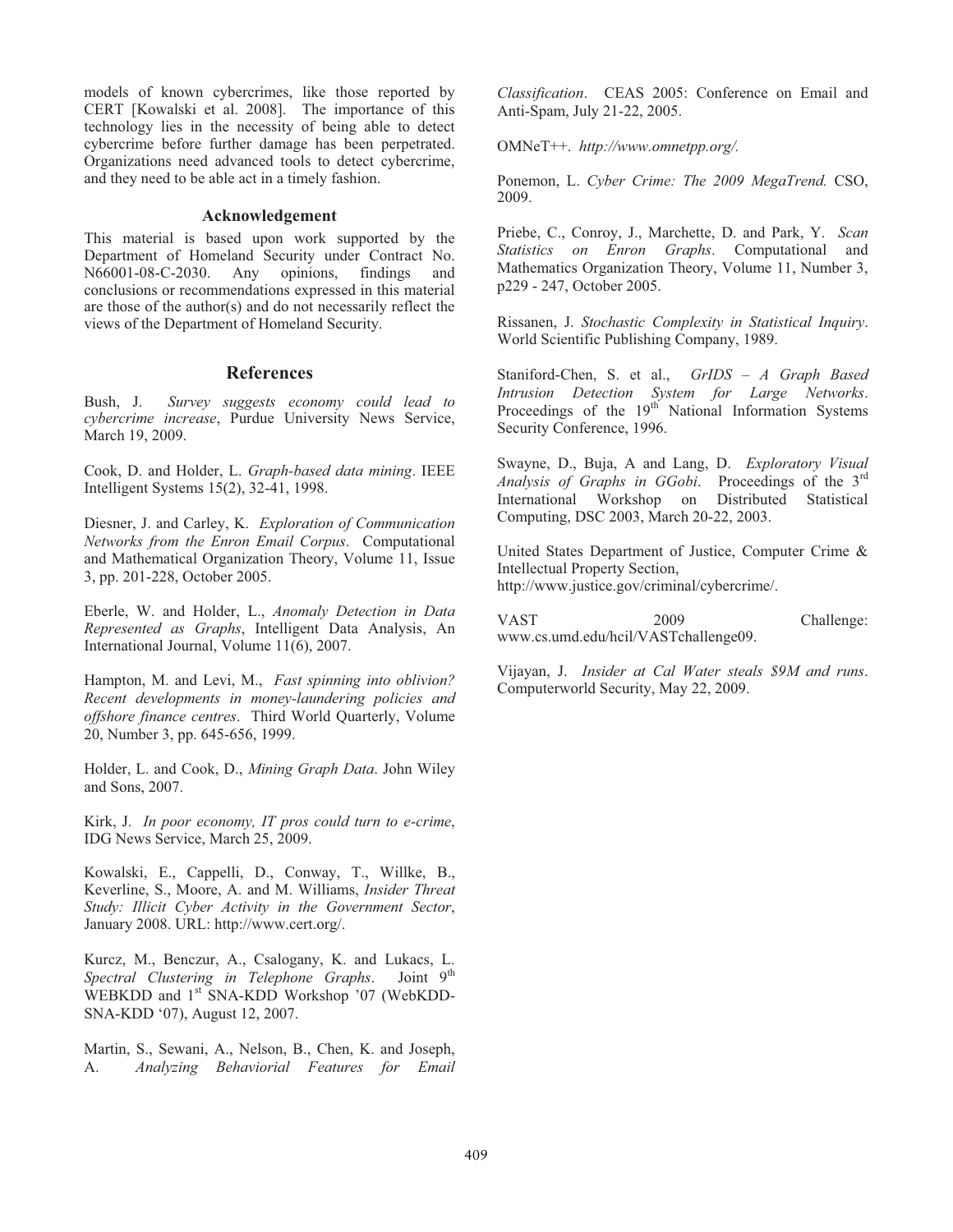models of known cybercrimes, like those reported by CERT [Kowalski et al. 2008]. The importance of this technology lies in the necessity of being able to detect cybercrime before further damage has been perpetrated. Organizations need advanced tools to detect cybercrime, and they need to be able act in a timely fashion.

## Acknowledgement

This material is based upon work supported by the Department of Homeland Security under Contract No. N66001-08-C-2030. Any opinions, findings and conclusions or recommendations expressed in this material are those of the author(s) and do not necessarily reflect the views of the Department of Homeland Security.

## References

Bush, J. *Survey suggests economy could lead to cybercrime increase*, Purdue University News Service, March 19, 2009.

Cook, D. and Holder, L. *Graph-based data mining*. IEEE Intelligent Systems 15(2), 32-41, 1998.

Diesner, J. and Carley, K. *Exploration of Communication Networks from the Enron Email Corpus*. Computational and Mathematical Organization Theory, Volume 11, Issue 3, pp. 201-228, October 2005.

Eberle, W. and Holder, L., *Anomaly Detection in Data Represented as Graphs*, Intelligent Data Analysis, An International Journal, Volume 11(6), 2007.

Hampton, M. and Levi, M., *Fast spinning into oblivion? Recent developments in money-laundering policies and offshore finance centres*. Third World Quarterly, Volume 20, Number 3, pp. 645-656, 1999.

Holder, L. and Cook, D., *Mining Graph Data*. John Wiley and Sons, 2007.

Kirk, J. *In poor economy, IT pros could turn to e-crime*, IDG News Service, March 25, 2009.

Kowalski, E., Cappelli, D., Conway, T., Willke, B., Keverline, S., Moore, A. and M. Williams, *Insider Threat Study: Illicit Cyber Activity in the Government Sector*, January 2008. URL: http://www.cert.org/.

Kurcz, M., Benczur, A., Csalogany, K. and Lukacs, L. *Spectral Clustering in Telephone Graphs*. Joint 9th WEBKDD and 1st SNA-KDD Workshop '07 (WebKDD-SNA-KDD '07), August 12, 2007.

Martin, S., Sewani, A., Nelson, B., Chen, K. and Joseph, A. *Analyzing Behaviorial Features for Email Classification*. CEAS 2005: Conference on Email and Anti-Spam, July 21-22, 2005.

OMNeT++. *http://www.omnetpp.org/.*

Ponemon, L. *Cyber Crime: The 2009 MegaTrend.* CSO, 2009.

Priebe, C., Conroy, J., Marchette, D. and Park, Y. *Scan Statistics on Enron Graphs*. Computational and Mathematics Organization Theory, Volume 11, Number 3, p229 - 247, October 2005.

Rissanen, J. *Stochastic Complexity in Statistical Inquiry*. World Scientific Publishing Company, 1989.

Staniford-Chen, S. et al., *GrIDS – A Graph Based Intrusion Detection System for Large Networks*. Proceedings of the 19th National Information Systems Security Conference, 1996.

Swayne, D., Buja, A and Lang, D. *Exploratory Visual Analysis of Graphs in GGobi*. Proceedings of the 3rd International Workshop on Distributed Statistical Computing, DSC 2003, March 20-22, 2003.

United States Department of Justice, Computer Crime & Intellectual Property Section, http://www.justice.gov/criminal/cybercrime/.

VAST 2009 Challenge: www.cs.umd.edu/hcil/VASTchallenge09.

Vijayan, J. *Insider at Cal Water steals $9M and runs*. Computerworld Security, May 22, 2009.